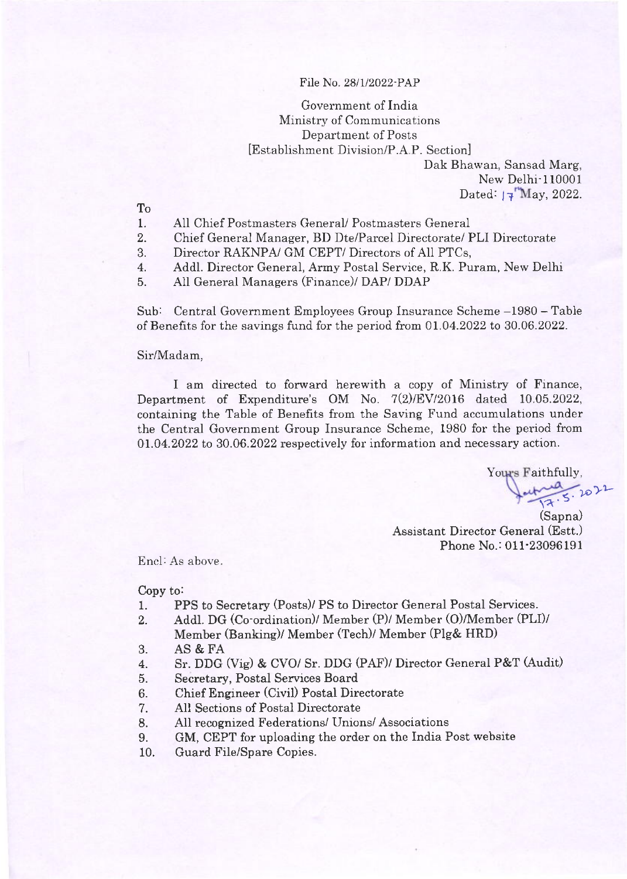File No. 28/1/2022-PAP

Government of India
Ministry of Communications
Department of Posts
[Establishment Division/P.A.P. Section]

Dak Bhawan, Sansad Marg,
New Delhi-110001
Dated: 17th May, 2022.

To

1. All Chief Postmasters General/ Postmasters General
2. Chief General Manager, BD Dte/Parcel Directorate/ PLI Directorate
3. Director RAKNPA/ GM CEPT/ Directors of All PTCs,
4. Addl. Director General, Army Postal Service, R.K. Puram, New Delhi
5. All General Managers (Finance)/ DAP/ DDAP

Sub: Central Government Employees Group Insurance Scheme –1980 – Table of Benefits for the savings fund for the period from 01.04.2022 to 30.06.2022.

Sir/Madam,

I am directed to forward herewith a copy of Ministry of Finance, Department of Expenditure's OM No. 7(2)/EV/2016 dated 10.05.2022, containing the Table of Benefits from the Saving Fund accumulations under the Central Government Group Insurance Scheme, 1980 for the period from 01.04.2022 to 30.06.2022 respectively for information and necessary action.

Yours Faithfully,

17.5.2022

(Sapna)
Assistant Director General (Estt.)
Phone No.: 011-23096191

Encl: As above.

Copy to:

1. PPS to Secretary (Posts)/ PS to Director General Postal Services.
2. Addl. DG (Co-ordination)/ Member (P)/ Member (O)/Member (PLI)/ Member (Banking)/ Member (Tech)/ Member (Plg& HRD)
3. AS & FA
4. Sr. DDG (Vig) & CVO/ Sr. DDG (PAF)/ Director General P&T (Audit)
5. Secretary, Postal Services Board
6. Chief Engineer (Civil) Postal Directorate
7. All Sections of Postal Directorate
8. All recognized Federations/ Unions/ Associations
9. GM, CEPT for uploading the order on the India Post website
10. Guard File/Spare Copies.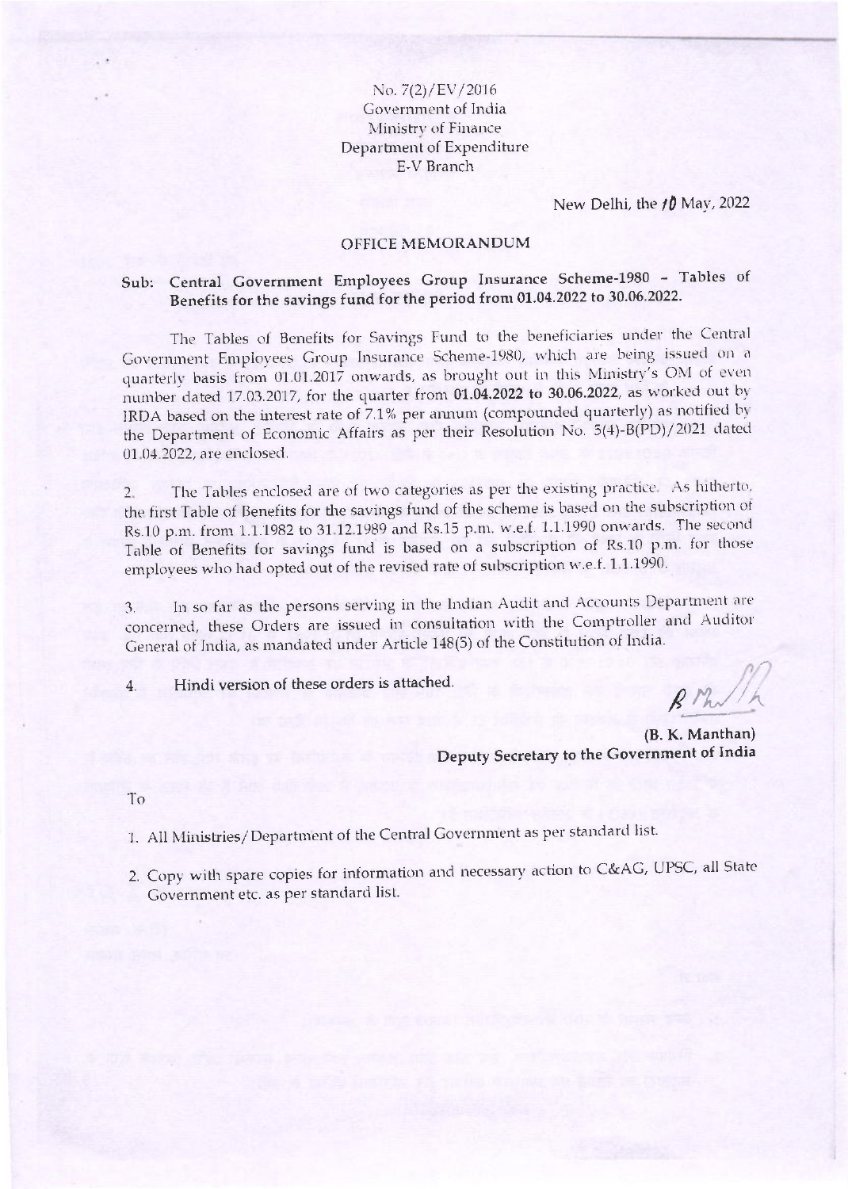No. 7(2)/EV/2016
Government of India
Ministry of Finance
Department of Expenditure
E-V Branch

New Delhi, the 10 May, 2022

## OFFICE MEMORANDUM

**Sub: Central Government Employees Group Insurance Scheme-1980 – Tables of Benefits for the savings fund for the period from 01.04.2022 to 30.06.2022.**

The Tables of Benefits for Savings Fund to the beneficiaries under the Central Government Employees Group Insurance Scheme-1980, which are being issued on a quarterly basis from 01.01.2017 onwards, as brought out in this Ministry's OM of even number dated 17.03.2017, for the quarter from **01.04.2022 to 30.06.2022**, as worked out by IRDA based on the interest rate of 7.1% per annum (compounded quarterly) as notified by the Department of Economic Affairs as per their Resolution No. 5(4)-B(PD)/2021 dated 01.04.2022, are enclosed.

2. The Tables enclosed are of two categories as per the existing practice. As hitherto, the first Table of Benefits for the savings fund of the scheme is based on the subscription of Rs.10 p.m. from 1.1.1982 to 31.12.1989 and Rs.15 p.m. w.e.f. 1.1.1990 onwards. The second Table of Benefits for savings fund is based on a subscription of Rs.10 p.m. for those employees who had opted out of the revised rate of subscription w.e.f. 1.1.1990.

3. In so far as the persons serving in the Indian Audit and Accounts Department are concerned, these Orders are issued in consultation with the Comptroller and Auditor General of India, as mandated under Article 148(5) of the Constitution of India.

4. Hindi version of these orders is attached.

**(B. K. Manthan)**
**Deputy Secretary to the Government of India**

To

1. All Ministries/Department of the Central Government as per standard list.
2. Copy with spare copies for information and necessary action to C&AG, UPSC, all State Government etc. as per standard list.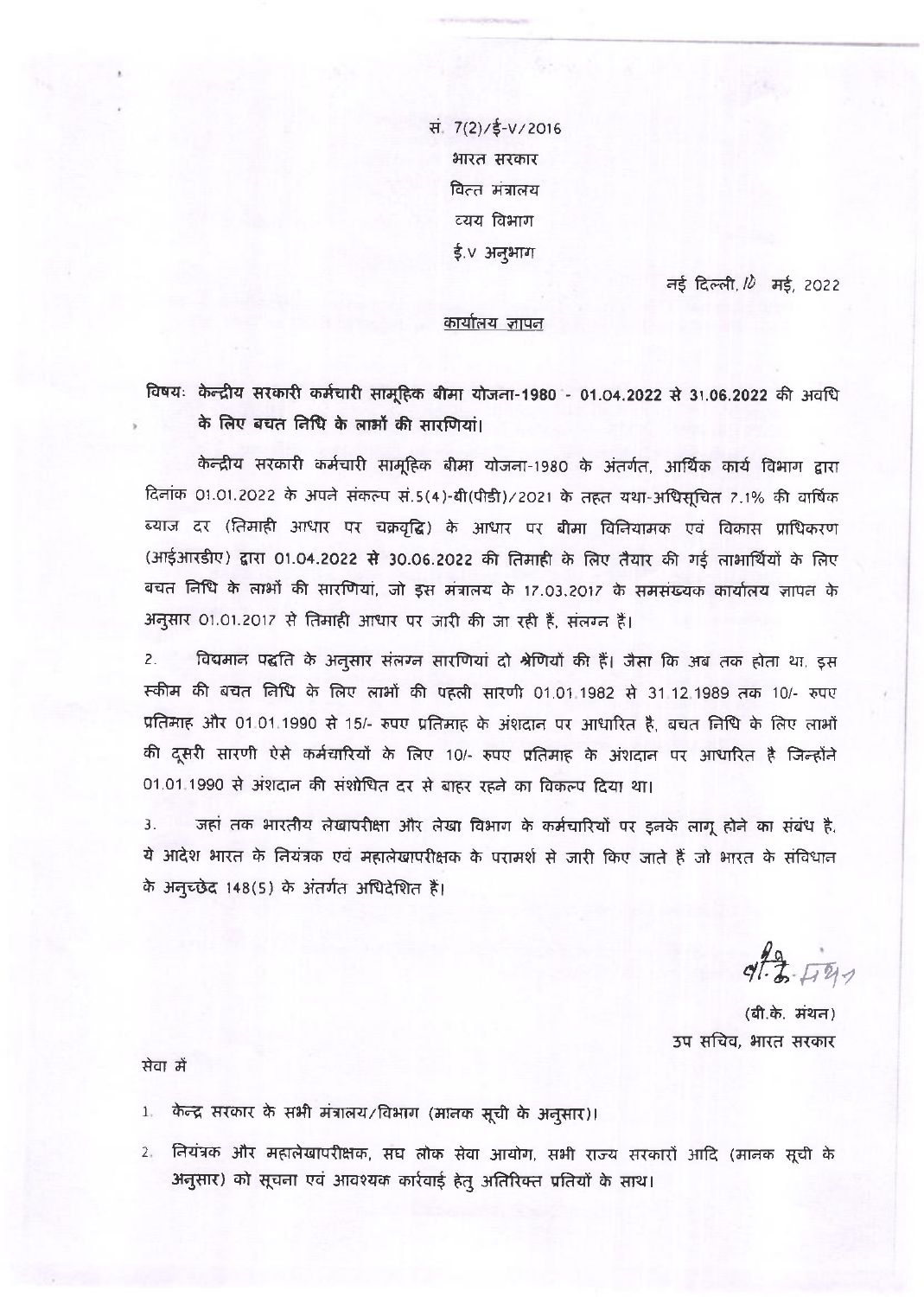सं. 7(2)/ई-V/2016

भारत सरकार

वित्त मंत्रालय

व्यय विभाग

ई.V अनुभाग

नई दिल्ली, 10 मई, 2022

## कार्यालय ज्ञापन

**विषयः केन्द्रीय सरकारी कर्मचारी सामूहिक बीमा योजना-1980 - 01.04.2022 से 31.06.2022 की अवधि के लिए बचत निधि के लाभों की सारणियां।**

केन्द्रीय सरकारी कर्मचारी सामूहिक बीमा योजना-1980 के अंतर्गत, आर्थिक कार्य विभाग द्वारा दिनांक 01.01.2022 के अपने संकल्प सं.5(4)-बी(पीडी)/2021 के तहत यथा-अधिसूचित 7.1% की वार्षिक ब्याज दर (तिमाही आधार पर चक्रवृद्धि) के आधार पर बीमा विनियामक एवं विकास प्राधिकरण (आईआरडीए) द्वारा **01.04.2022 से 30.06.2022** की तिमाही के लिए तैयार की गई लाभार्थियों के लिए बचत निधि के लाभों की सारणियां, जो इस मंत्रालय के 17.03.2017 के समसंख्यक कार्यालय ज्ञापन के अनुसार 01.01.2017 से तिमाही आधार पर जारी की जा रही हैं, संलग्न हैं।

2. विद्यमान पद्धति के अनुसार संलग्न सारणियां दो श्रेणियों की हैं। जैसा कि अब तक होता था, इस स्कीम की बचत निधि के लिए लाभों की पहली सारणी 01.01.1982 से 31.12.1989 तक 10/- रुपए प्रतिमाह और 01.01.1990 से 15/- रुपए प्रतिमाह के अंशदान पर आधारित है, बचत निधि के लिए लाभों की दूसरी सारणी ऐसे कर्मचारियों के लिए 10/- रुपए प्रतिमाह के अंशदान पर आधारित है जिन्होंने 01.01.1990 से अंशदान की संशोधित दर से बाहर रहने का विकल्प दिया था।

3. जहां तक भारतीय लेखापरीक्षा और लेखा विभाग के कर्मचारियों पर इनके लागू होने का संबंध है, ये आदेश भारत के नियंत्रक एवं महालेखापरीक्षक के परामर्श से जारी किए जाते हैं जो भारत के संविधान के अनुच्छेद 148(5) के अंतर्गत अधिदेशित हैं।

(बी.के. मंथन)
उप सचिव, भारत सरकार

सेवा में

1. केन्द्र सरकार के सभी मंत्रालय/विभाग (मानक सूची के अनुसार)।
2. नियंत्रक और महालेखापरीक्षक, संघ लोक सेवा आयोग, सभी राज्य सरकारों आदि (मानक सूची के अनुसार) को सूचना एवं आवश्यक कार्रवाई हेतु अतिरिक्त प्रतियों के साथ।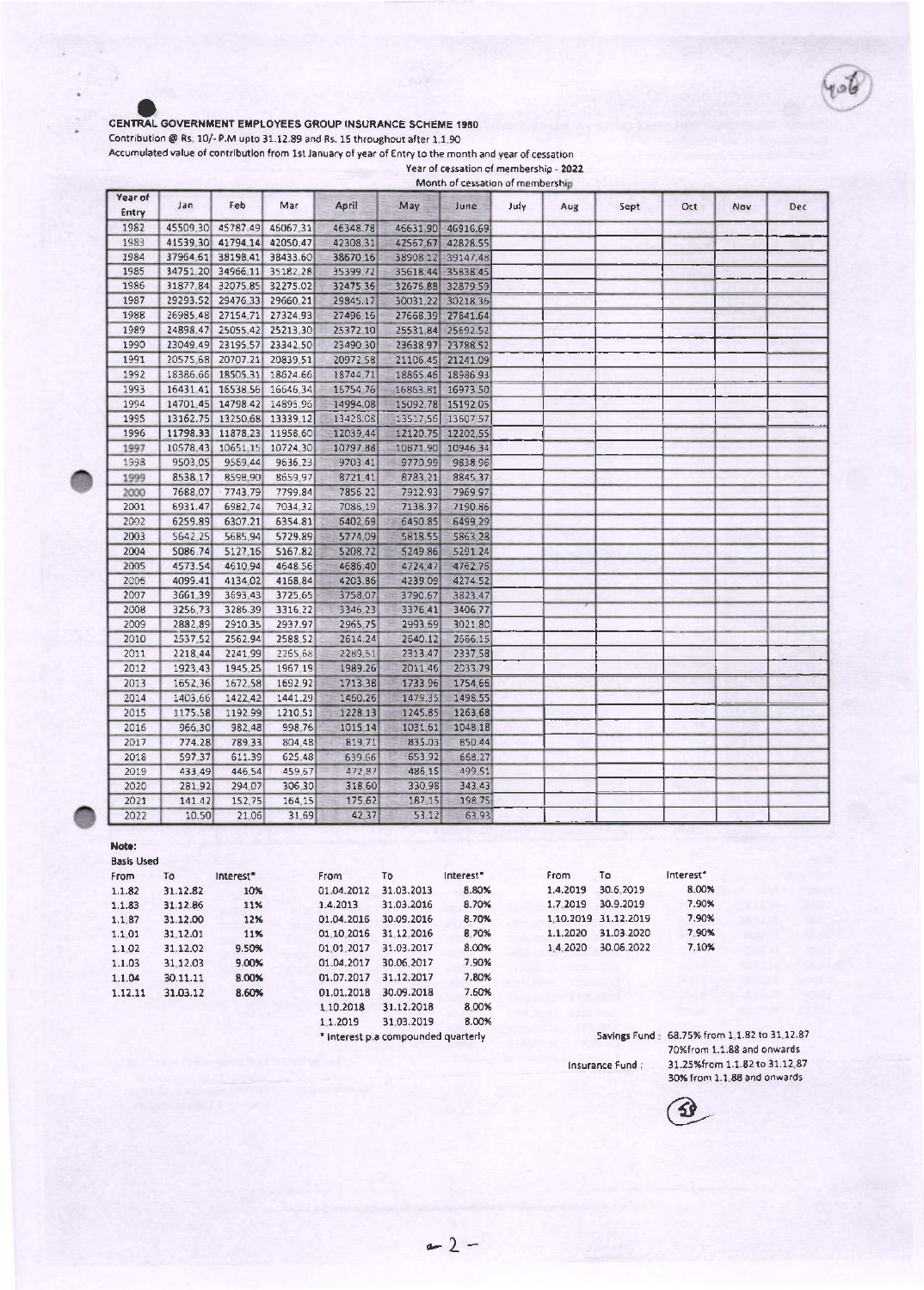**CENTRAL GOVERNMENT EMPLOYEES GROUP INSURANCE SCHEME 1980**

Contribution @ Rs. 10/- P.M upto 31.12.89 and Rs. 15 throughout after 1.1.90

Accumulated value of contribution from 1st January of year of Entry to the month and year of cessation

Year of cessation of membership - **2022**

| Year of Entry | Month of cessation of membership | | | | | | | | | | | |
|---|---|---|---|---|---|---|---|---|---|---|---|---|
| | Jan | Feb | Mar | April | May | June | July | Aug | Sept | Oct | Nov | Dec |
| 1982 | 45509.30 | 45787.49 | 46067.31 | 46348.78 | 46631.90 | 46916.69 | | | | | | |
| 1983 | 41539.30 | 41794.14 | 42050.47 | 42308.31 | 42567.67 | 42828.55 | | | | | | |
| 1984 | 37964.61 | 38198.41 | 38433.60 | 38670.16 | 38908.12 | 39147.48 | | | | | | |
| 1985 | 34751.20 | 34966.11 | 35182.28 | 35399.72 | 35618.44 | 35838.45 | | | | | | |
| 1986 | 31877.84 | 32075.85 | 32275.02 | 32475.36 | 32676.88 | 32879.59 | | | | | | |
| 1987 | 29293.52 | 29476.33 | 29660.21 | 29845.17 | 30031.22 | 30218.36 | | | | | | |
| 1988 | 26985.48 | 27154.71 | 27324.93 | 27496.16 | 27668.39 | 27841.64 | | | | | | |
| 1989 | 24898.47 | 25055.42 | 25213.30 | 25372.10 | 25531.84 | 25692.52 | | | | | | |
| 1990 | 23049.49 | 23195.57 | 23342.50 | 23490.30 | 23638.97 | 23788.52 | | | | | | |
| 1991 | 20575.68 | 20707.21 | 20839.51 | 20972.58 | 21106.45 | 21241.09 | | | | | | |
| 1992 | 18386.66 | 18505.31 | 18624.66 | 18744.71 | 18865.46 | 18986.93 | | | | | | |
| 1993 | 16431.41 | 16538.56 | 16646.34 | 16754.76 | 16863.81 | 16973.50 | | | | | | |
| 1994 | 14701.45 | 14798.42 | 14895.96 | 14994.08 | 15092.78 | 15192.05 | | | | | | |
| 1995 | 13162.75 | 13250.68 | 13339.12 | 13428.08 | 13517.56 | 13607.57 | | | | | | |
| 1996 | 11798.33 | 11878.23 | 11958.60 | 12039.44 | 12120.75 | 12202.55 | | | | | | |
| 1997 | 10578.43 | 10651.15 | 10724.30 | 10797.88 | 10871.90 | 10946.34 | | | | | | |
| 1998 | 9503.05 | 9569.44 | 9636.23 | 9703.41 | 9770.99 | 9838.96 | | | | | | |
| 1999 | 8538.17 | 8598.90 | 8659.97 | 8721.41 | 8783.21 | 8845.37 | | | | | | |
| 2000 | 7688.07 | 7743.79 | 7799.84 | 7856.22 | 7912.93 | 7969.97 | | | | | | |
| 2001 | 6931.47 | 6982.74 | 7034.32 | 7086.19 | 7138.37 | 7190.86 | | | | | | |
| 2002 | 6259.89 | 6307.21 | 6354.81 | 6402.69 | 6450.85 | 6499.29 | | | | | | |
| 2003 | 5642.25 | 5685.94 | 5729.89 | 5774.09 | 5818.55 | 5863.28 | | | | | | |
| 2004 | 5086.74 | 5127.16 | 5167.82 | 5208.72 | 5249.86 | 5291.24 | | | | | | |
| 2005 | 4573.54 | 4610.94 | 4648.56 | 4686.40 | 4724.47 | 4762.76 | | | | | | |
| 2006 | 4099.41 | 4134.02 | 4168.84 | 4203.86 | 4239.09 | 4274.52 | | | | | | |
| 2007 | 3661.39 | 3693.43 | 3725.65 | 3758.07 | 3790.67 | 3823.47 | | | | | | |
| 2008 | 3256.73 | 3286.39 | 3316.22 | 3346.23 | 3376.41 | 3406.77 | | | | | | |
| 2009 | 2882.89 | 2910.35 | 2937.97 | 2965.75 | 2993.69 | 3021.80 | | | | | | |
| 2010 | 2537.52 | 2562.94 | 2588.52 | 2614.24 | 2640.12 | 2666.15 | | | | | | |
| 2011 | 2218.44 | 2241.99 | 2265.68 | 2289.51 | 2313.47 | 2337.58 | | | | | | |
| 2012 | 1923.43 | 1945.25 | 1967.19 | 1989.26 | 2011.46 | 2033.79 | | | | | | |
| 2013 | 1652.36 | 1672.58 | 1692.92 | 1713.38 | 1733.96 | 1754.66 | | | | | | |
| 2014 | 1403.66 | 1422.42 | 1441.29 | 1460.26 | 1479.35 | 1498.55 | | | | | | |
| 2015 | 1175.58 | 1192.99 | 1210.51 | 1228.13 | 1245.85 | 1263.68 | | | | | | |
| 2016 | 966.30 | 982.48 | 998.76 | 1015.14 | 1031.61 | 1048.18 | | | | | | |
| 2017 | 774.28 | 789.33 | 804.48 | 819.71 | 835.03 | 850.44 | | | | | | |
| 2018 | 597.37 | 611.39 | 625.48 | 639.66 | 653.92 | 668.27 | | | | | | |
| 2019 | 433.49 | 446.54 | 459.67 | 472.87 | 486.15 | 499.51 | | | | | | |
| 2020 | 281.92 | 294.07 | 306.30 | 318.60 | 330.98 | 343.43 | | | | | | |
| 2021 | 141.42 | 152.75 | 164.15 | 175.62 | 187.15 | 198.75 | | | | | | |
| 2022 | 10.50 | 21.06 | 31.69 | 42.37 | 53.12 | 63.93 | | | | | | |

**Note:**

Basis Used

| From | To | Interest* |
|---|---|---|
| 1.1.82 | 31.12.82 | 10% |
| 1.1.83 | 31.12.86 | 11% |
| 1.1.87 | 31.12.00 | 12% |
| 1.1.01 | 31.12.01 | 11% |
| 1.1.02 | 31.12.02 | 9.50% |
| 1.1.03 | 31.12.03 | 9.00% |
| 1.1.04 | 30.11.11 | 8.00% |
| 1.12.11 | 31.03.12 | 8.60% |

| From | To | Interest* |
|---|---|---|
| 01.04.2012 | 31.03.2013 | 8.80% |
| 1.4.2013 | 31.03.2016 | 8.70% |
| 01.04.2016 | 30.09.2016 | 8.70% |
| 01.10.2016 | 31.12.2016 | 8.70% |
| 01.01.2017 | 31.03.2017 | 8.00% |
| 01.04.2017 | 30.06.2017 | 7.90% |
| 01.07.2017 | 31.12.2017 | 7.80% |
| 01.01.2018 | 30.09.2018 | 7.60% |
| 1.10.2018 | 31.12.2018 | 8.00% |
| 1.1.2019 | 31.03.2019 | 8.00% |

\* Interest p.a compounded quarterly

| From | To | Interest* |
|---|---|---|
| 1.4.2019 | 30.6.2019 | 8.00% |
| 1.7.2019 | 30.9.2019 | 7.90% |
| 1.10.2019 | 31.12.2019 | 7.90% |
| 1.1.2020 | 31.03.2020 | 7.90% |
| 1.4.2020 | 30.06.2022 | 7.10% |

Savings Fund : 68.75% from 1.1.82 to 31.12.87
70% from 1.1.88 and onwards

Insurance Fund : 31.25% from 1.1.82 to 31.12.87
30% from 1.1.88 and onwards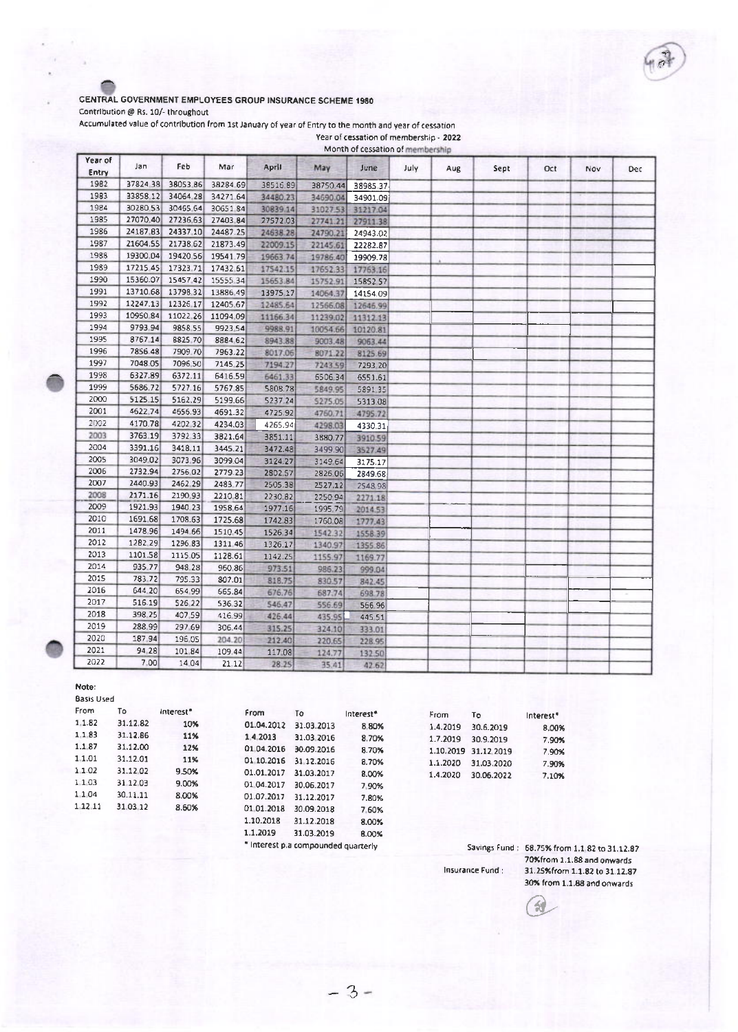**CENTRAL GOVERNMENT EMPLOYEES GROUP INSURANCE SCHEME 1980**

Contribution @ Rs. 10/- throughout

Accumulated value of contribution from 1st January of year of Entry to the month and year of cessation

Year of cessation of membership - **2022**

Month of cessation of membership

| Year of Entry | Jan | Feb | Mar | April | May | June | July | Aug | Sept | Oct | Nov | Dec |
|---|---|---|---|---|---|---|---|---|---|---|---|---|
| 1982 | 37824.38 | 38053.86 | 38284.69 | 38516.89 | 38750.44 | 38985.37 | | | | | | |
| 1983 | 33858.12 | 34064.28 | 34271.64 | 34480.23 | 34690.04 | 34901.09 | | | | | | |
| 1984 | 30280.53 | 30465.64 | 30651.84 | 30839.14 | 31027.53 | 31217.04 | | | | | | |
| 1985 | 27070.40 | 27236.63 | 27403.84 | 27572.03 | 27741.21 | 27911.38 | | | | | | |
| 1986 | 24187.83 | 24337.10 | 24487.25 | 24638.28 | 24790.21 | 24943.02 | | | | | | |
| 1987 | 21604.55 | 21738.62 | 21873.49 | 22009.15 | 22145.61 | 22282.87 | | | | | | |
| 1988 | 19300.04 | 19420.56 | 19541.79 | 19663.74 | 19786.40 | 19909.78 | | | | | | |
| 1989 | 17215.45 | 17323.71 | 17432.61 | 17542.15 | 17652.33 | 17763.16 | | | | | | |
| 1990 | 15360.07 | 15457.42 | 15555.34 | 15653.84 | 15752.91 | 15852.57 | | | | | | |
| 1991 | 13710.68 | 13798.32 | 13886.49 | 13975.17 | 14064.37 | 14154.09 | | | | | | |
| 1992 | 12247.13 | 12326.17 | 12405.67 | 12485.64 | 12566.08 | 12646.99 | | | | | | |
| 1993 | 10950.84 | 11022.26 | 11094.09 | 11166.34 | 11239.02 | 11312.13 | | | | | | |
| 1994 | 9793.94 | 9858.55 | 9923.54 | 9988.91 | 10054.66 | 10120.81 | | | | | | |
| 1995 | 8767.14 | 8825.70 | 8884.62 | 8943.88 | 9003.48 | 9063.44 | | | | | | |
| 1996 | 7856.48 | 7909.70 | 7963.22 | 8017.06 | 8071.22 | 8125.69 | | | | | | |
| 1997 | 7048.05 | 7096.50 | 7145.25 | 7194.27 | 7243.59 | 7293.20 | | | | | | |
| 1998 | 6327.89 | 6372.11 | 6416.59 | 6461.33 | 6506.34 | 6551.61 | | | | | | |
| 1999 | 5686.72 | 5727.16 | 5767.85 | 5808.78 | 5849.95 | 5891.35 | | | | | | |
| 2000 | 5125.15 | 5162.29 | 5199.66 | 5237.24 | 5275.05 | 5313.08 | | | | | | |
| 2001 | 4622.74 | 4656.93 | 4691.32 | 4725.92 | 4760.71 | 4795.72 | | | | | | |
| 2002 | 4170.78 | 4202.32 | 4234.03 | 4265.94 | 4298.03 | 4330.31 | | | | | | |
| 2003 | 3763.19 | 3792.33 | 3821.64 | 3851.11 | 3880.77 | 3910.59 | | | | | | |
| 2004 | 3391.16 | 3418.11 | 3445.21 | 3472.48 | 3499.90 | 3527.49 | | | | | | |
| 2005 | 3049.02 | 3073.96 | 3099.04 | 3124.27 | 3149.64 | 3175.17 | | | | | | |
| 2006 | 2732.94 | 2756.02 | 2779.23 | 2802.57 | 2826.06 | 2849.68 | | | | | | |
| 2007 | 2440.93 | 2462.29 | 2483.77 | 2505.38 | 2527.12 | 2548.98 | | | | | | |
| 2008 | 2171.16 | 2190.93 | 2210.81 | 2230.82 | 2250.94 | 2271.18 | | | | | | |
| 2009 | 1921.93 | 1940.23 | 1958.64 | 1977.16 | 1995.79 | 2014.53 | | | | | | |
| 2010 | 1691.68 | 1708.63 | 1725.68 | 1742.83 | 1760.08 | 1777.43 | | | | | | |
| 2011 | 1478.96 | 1494.66 | 1510.45 | 1526.34 | 1542.32 | 1558.39 | | | | | | |
| 2012 | 1282.29 | 1296.83 | 1311.46 | 1326.17 | 1340.97 | 1355.86 | | | | | | |
| 2013 | 1101.58 | 1115.05 | 1128.61 | 1142.25 | 1155.97 | 1169.77 | | | | | | |
| 2014 | 935.77 | 948.28 | 960.86 | 973.51 | 986.23 | 999.04 | | | | | | |
| 2015 | 783.72 | 795.33 | 807.01 | 818.75 | 830.57 | 842.45 | | | | | | |
| 2016 | 644.20 | 654.99 | 665.84 | 676.76 | 687.74 | 698.78 | | | | | | |
| 2017 | 516.19 | 526.22 | 536.32 | 546.47 | 556.69 | 566.96 | | | | | | |
| 2018 | 398.25 | 407.59 | 416.99 | 426.44 | 435.95 | 445.51 | | | | | | |
| 2019 | 288.99 | 297.69 | 306.44 | 315.25 | 324.10 | 333.01 | | | | | | |
| 2020 | 187.94 | 196.05 | 204.20 | 212.40 | 220.65 | 228.95 | | | | | | |
| 2021 | 94.28 | 101.84 | 109.44 | 117.08 | 124.77 | 132.50 | | | | | | |
| 2022 | 7.00 | 14.04 | 21.12 | 28.25 | 35.41 | 42.62 | | | | | | |

Note:

Basis Used

| From | To | Interest* |
|---|---|---|
| 1.1.82 | 31.12.82 | 10% |
| 1.1.83 | 31.12.86 | 11% |
| 1.1.87 | 31.12.00 | 12% |
| 1.1.01 | 31.12.01 | 11% |
| 1.1.02 | 31.12.02 | 9.50% |
| 1.1.03 | 31.12.03 | 9.00% |
| 1.1.04 | 30.11.11 | 8.00% |
| 1.12.11 | 31.03.12 | 8.60% |

| From | To | Interest* |
|---|---|---|
| 01.04.2012 | 31.03.2013 | 8.80% |
| 1.4.2013 | 31.03.2016 | 8.70% |
| 01.04.2016 | 30.09.2016 | 8.70% |
| 01.10.2016 | 31.12.2016 | 8.70% |
| 01.01.2017 | 31.03.2017 | 8.00% |
| 01.04.2017 | 30.06.2017 | 7.90% |
| 01.07.2017 | 31.12.2017 | 7.80% |
| 01.01.2018 | 30.09.2018 | 7.60% |
| 1.10.2018 | 31.12.2018 | 8.00% |
| 1.1.2019 | 31.03.2019 | 8.00% |

\* Interest p.a compounded quarterly

| From | To | Interest* |
|---|---|---|
| 1.4.2019 | 30.6.2019 | 8.00% |
| 1.7.2019 | 30.9.2019 | 7.90% |
| 1.10.2019 | 31.12.2019 | 7.90% |
| 1.1.2020 | 31.03.2020 | 7.90% |
| 1.4.2020 | 30.06.2022 | 7.10% |

Savings Fund : 68.75% from 1.1.82 to 31.12.87
70% from 1.1.88 and onwards

Insurance Fund : 31.25% from 1.1.82 to 31.12.87
30% from 1.1.88 and onwards